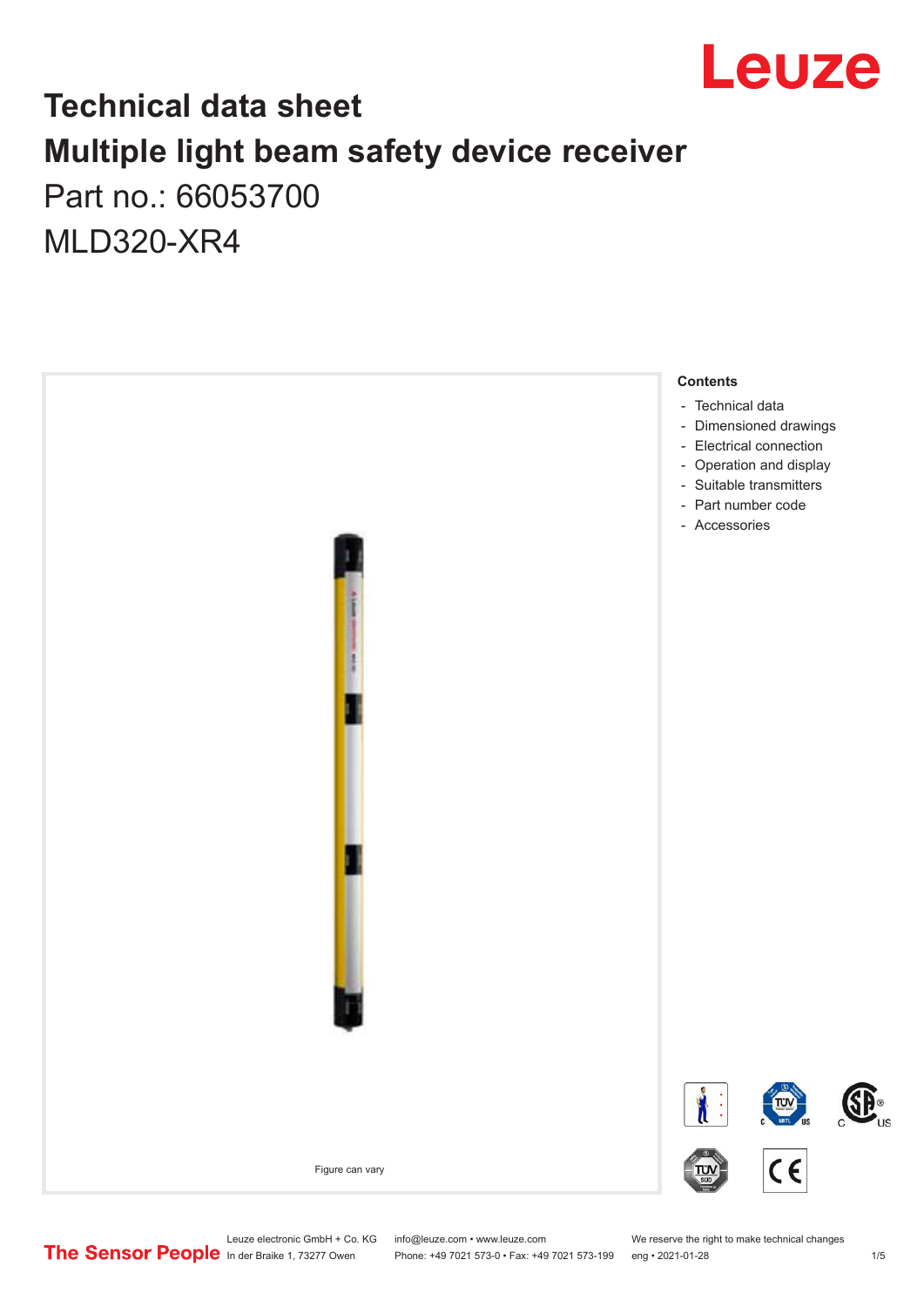# Technical data sheet

# Multiple light beam safety device receiver

Part no.: 66053700

MLD320-XR4

Figure can vary

**Contents**

- Technical data
- Dimensioned drawings
- Electrical connection
- Operation and display
- Suitable transmitters
- Part number code
- Accessories

Leuze electronic GmbH + Co. KG
In der Braike 1, 73277 Owen

info@leuze.com • www.leuze.com
Phone: +49 7021 573-0 • Fax: +49 7021 573-199

We reserve the right to make technical changes
eng • 2021-01-28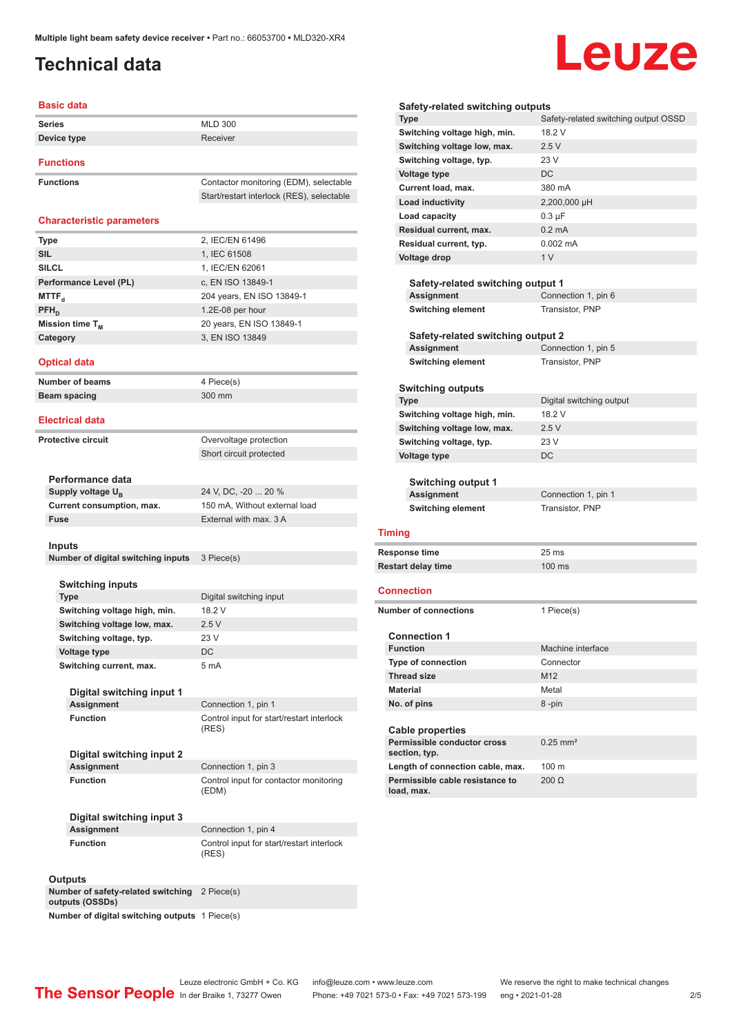# Technical data

## Basic data

| | |
|---|---|
| **Series** | MLD 300 |
| **Device type** | Receiver |

## Functions

| | |
|---|---|
| **Functions** | Contactor monitoring (EDM), selectable |
| | Start/restart interlock (RES), selectable |

## Characteristic parameters

| | |
|---|---|
| **Type** | 2, IEC/EN 61496 |
| **SIL** | 1, IEC 61508 |
| **SILCL** | 1, IEC/EN 62061 |
| **Performance Level (PL)** | c, EN ISO 13849-1 |
| **$MTTF_d$** | 204 years, EN ISO 13849-1 |
| **$PFH_D$** | 1.2E-08 per hour |
| **Mission time $T_M$** | 20 years, EN ISO 13849-1 |
| **Category** | 3, EN ISO 13849 |

## Optical data

| | |
|---|---|
| **Number of beams** | 4 Piece(s) |
| **Beam spacing** | 300 mm |

## Electrical data

| | |
|---|---|
| **Protective circuit** | Overvoltage protection |
| | Short circuit protected |

### Performance data

| | |
|---|---|
| **Supply voltage $U_B$** | 24 V, DC, -20 ... 20 % |
| **Current consumption, max.** | 150 mA, Without external load |
| **Fuse** | External with max. 3 A |

### Inputs

| | |
|---|---|
| **Number of digital switching inputs** | 3 Piece(s) |

#### Switching inputs

| | |
|---|---|
| **Type** | Digital switching input |
| **Switching voltage high, min.** | 18.2 V |
| **Switching voltage low, max.** | 2.5 V |
| **Switching voltage, typ.** | 23 V |
| **Voltage type** | DC |
| **Switching current, max.** | 5 mA |

##### Digital switching input 1

| | |
|---|---|
| **Assignment** | Connection 1, pin 1 |
| **Function** | Control input for start/restart interlock (RES) |

##### Digital switching input 2

| | |
|---|---|
| **Assignment** | Connection 1, pin 3 |
| **Function** | Control input for contactor monitoring (EDM) |

##### Digital switching input 3

| | |
|---|---|
| **Assignment** | Connection 1, pin 4 |
| **Function** | Control input for start/restart interlock (RES) |

### Outputs

| | |
|---|---|
| **Number of safety-related switching outputs (OSSDs)** | 2 Piece(s) |
| **Number of digital switching outputs** | 1 Piece(s) |

#### Safety-related switching outputs

| | |
|---|---|
| **Type** | Safety-related switching output OSSD |
| **Switching voltage high, min.** | 18.2 V |
| **Switching voltage low, max.** | 2.5 V |
| **Switching voltage, typ.** | 23 V |
| **Voltage type** | DC |
| **Current load, max.** | 380 mA |
| **Load inductivity** | 2,200,000 µH |
| **Load capacity** | 0.3 µF |
| **Residual current, max.** | 0.2 mA |
| **Residual current, typ.** | 0.002 mA |
| **Voltage drop** | 1 V |

##### Safety-related switching output 1

| | |
|---|---|
| **Assignment** | Connection 1, pin 6 |
| **Switching element** | Transistor, PNP |

##### Safety-related switching output 2

| | |
|---|---|
| **Assignment** | Connection 1, pin 5 |
| **Switching element** | Transistor, PNP |

#### Switching outputs

| | |
|---|---|
| **Type** | Digital switching output |
| **Switching voltage high, min.** | 18.2 V |
| **Switching voltage low, max.** | 2.5 V |
| **Switching voltage, typ.** | 23 V |
| **Voltage type** | DC |

##### Switching output 1

| | |
|---|---|
| **Assignment** | Connection 1, pin 1 |
| **Switching element** | Transistor, PNP |

## Timing

| | |
|---|---|
| **Response time** | 25 ms |
| **Restart delay time** | 100 ms |

## Connection

| | |
|---|---|
| **Number of connections** | 1 Piece(s) |

### Connection 1

| | |
|---|---|
| **Function** | Machine interface |
| **Type of connection** | Connector |
| **Thread size** | M12 |
| **Material** | Metal |
| **No. of pins** | 8 -pin |

### Cable properties

| | |
|---|---|
| **Permissible conductor cross section, typ.** | 0.25 mm² |
| **Length of connection cable, max.** | 100 m |
| **Permissible cable resistance to load, max.** | 200 Ω |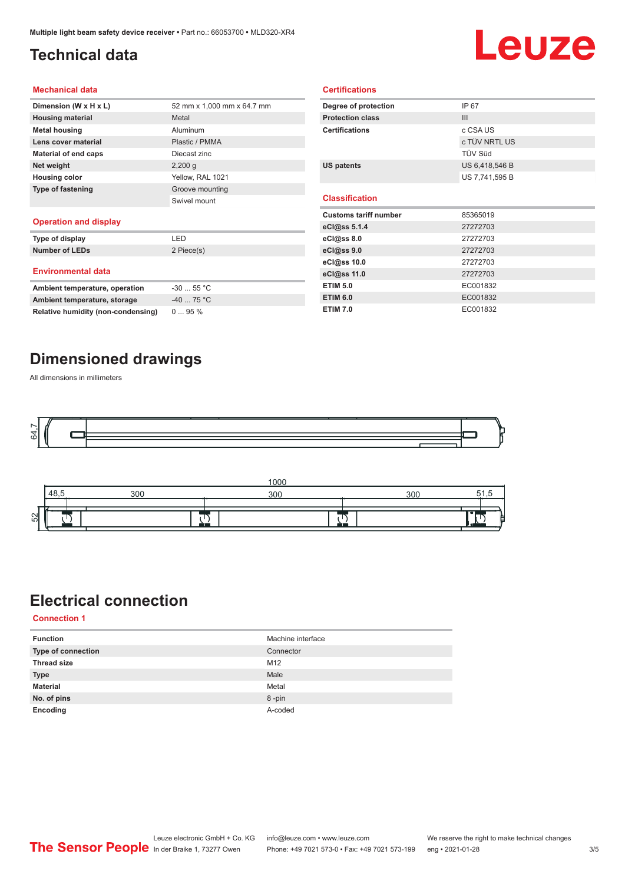# Technical data

## Mechanical data

| | |
|---|---|
| **Dimension (W x H x L)** | 52 mm x 1,000 mm x 64.7 mm |
| **Housing material** | Metal |
| **Metal housing** | Aluminum |
| **Lens cover material** | Plastic / PMMA |
| **Material of end caps** | Diecast zinc |
| **Net weight** | 2,200 g |
| **Housing color** | Yellow, RAL 1021 |
| **Type of fastening** | Groove mounting |
| | Swivel mount |

## Operation and display

| | |
|---|---|
| **Type of display** | LED |
| **Number of LEDs** | 2 Piece(s) |

## Environmental data

| | |
|---|---|
| **Ambient temperature, operation** | -30 ... 55 °C |
| **Ambient temperature, storage** | -40 ... 75 °C |
| **Relative humidity (non-condensing)** | 0 ... 95 % |

## Certifications

| | |
|---|---|
| **Degree of protection** | IP 67 |
| **Protection class** | III |
| **Certifications** | c CSA US |
| | c TÜV NRTL US |
| | TÜV Süd |
| **US patents** | US 6,418,546 B |
| | US 7,741,595 B |

## Classification

| | |
|---|---|
| **Customs tariff number** | 85365019 |
| **eCl@ss 5.1.4** | 27272703 |
| **eCl@ss 8.0** | 27272703 |
| **eCl@ss 9.0** | 27272703 |
| **eCl@ss 10.0** | 27272703 |
| **eCl@ss 11.0** | 27272703 |
| **ETIM 5.0** | EC001832 |
| **ETIM 6.0** | EC001832 |
| **ETIM 7.0** | EC001832 |

# Dimensioned drawings

All dimensions in millimeters

64,7

1000

48,5 300 300 300 51,5

52

# Electrical connection

## Connection 1

| | |
|---|---|
| **Function** | Machine interface |
| **Type of connection** | Connector |
| **Thread size** | M12 |
| **Type** | Male |
| **Material** | Metal |
| **No. of pins** | 8 -pin |
| **Encoding** | A-coded |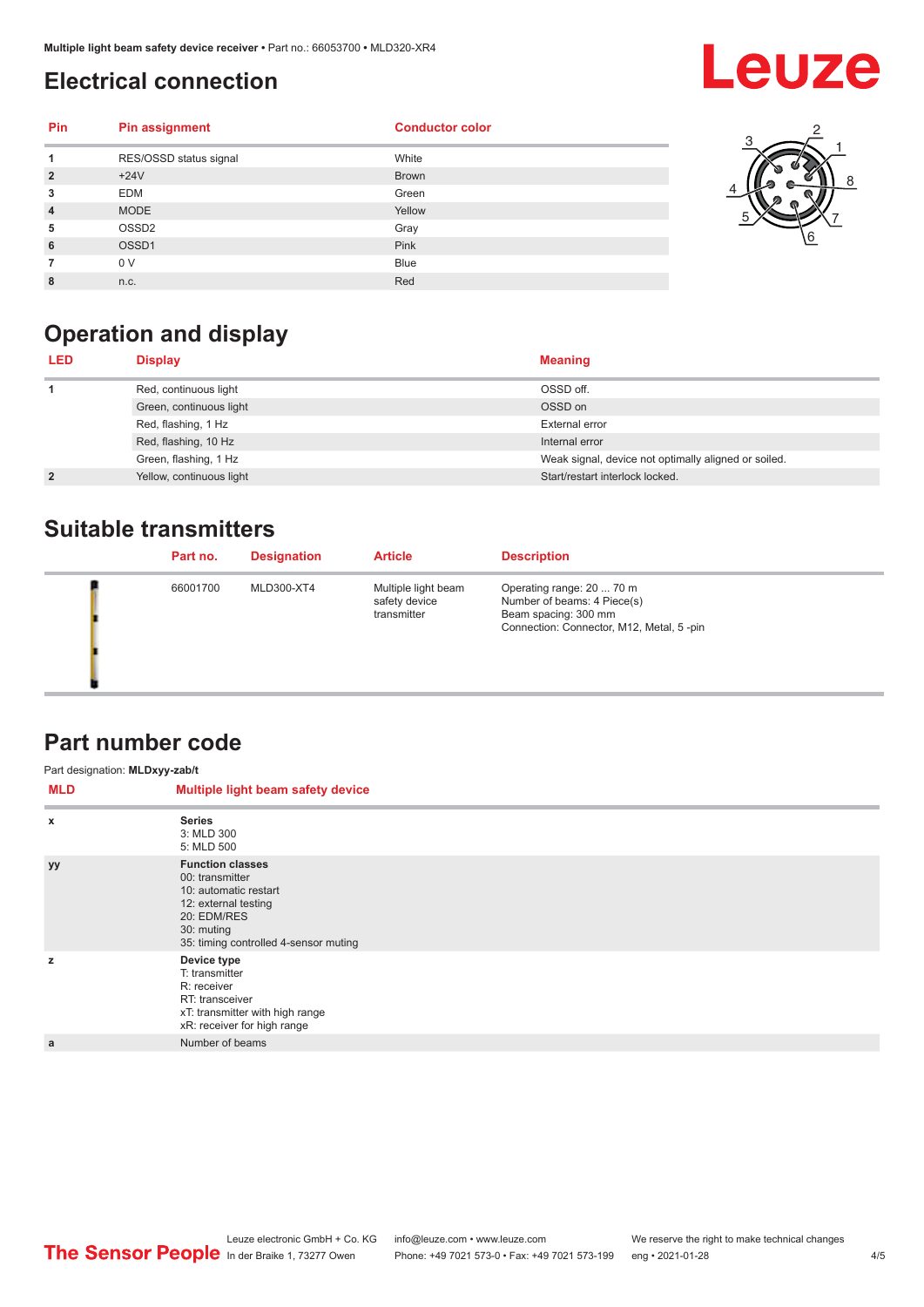## Electrical connection

| Pin | Pin assignment | Conductor color |
|---|---|---|
| 1 | RES/OSSD status signal | White |
| 2 | +24V | Brown |
| 3 | EDM | Green |
| 4 | MODE | Yellow |
| 5 | OSSD2 | Gray |
| 6 | OSSD1 | Pink |
| 7 | 0 V | Blue |
| 8 | n.c. | Red |

## Operation and display

| LED | Display | Meaning |
|---|---|---|
| 1 | Red, continuous light | OSSD off. |
| | Green, continuous light | OSSD on |
| | Red, flashing, 1 Hz | External error |
| | Red, flashing, 10 Hz | Internal error |
| | Green, flashing, 1 Hz | Weak signal, device not optimally aligned or soiled. |
| 2 | Yellow, continuous light | Start/restart interlock locked. |

## Suitable transmitters

| | Part no. | Designation | Article | Description |
|---|---|---|---|---|
| | 66001700 | MLD300-XT4 | Multiple light beam safety device transmitter | Operating range: 20 ... 70 m<br>Number of beams: 4 Piece(s)<br>Beam spacing: 300 mm<br>Connection: Connector, M12, Metal, 5 -pin |

## Part number code

Part designation: **MLDxyy-zab/t**

| MLD | Multiple light beam safety device |
|---|---|
| x | **Series**<br>3: MLD 300<br>5: MLD 500 |
| yy | **Function classes**<br>00: transmitter<br>10: automatic restart<br>12: external testing<br>20: EDM/RES<br>30: muting<br>35: timing controlled 4-sensor muting |
| z | **Device type**<br>T: transmitter<br>R: receiver<br>RT: transceiver<br>xT: transmitter with high range<br>xR: receiver for high range |
| a | Number of beams |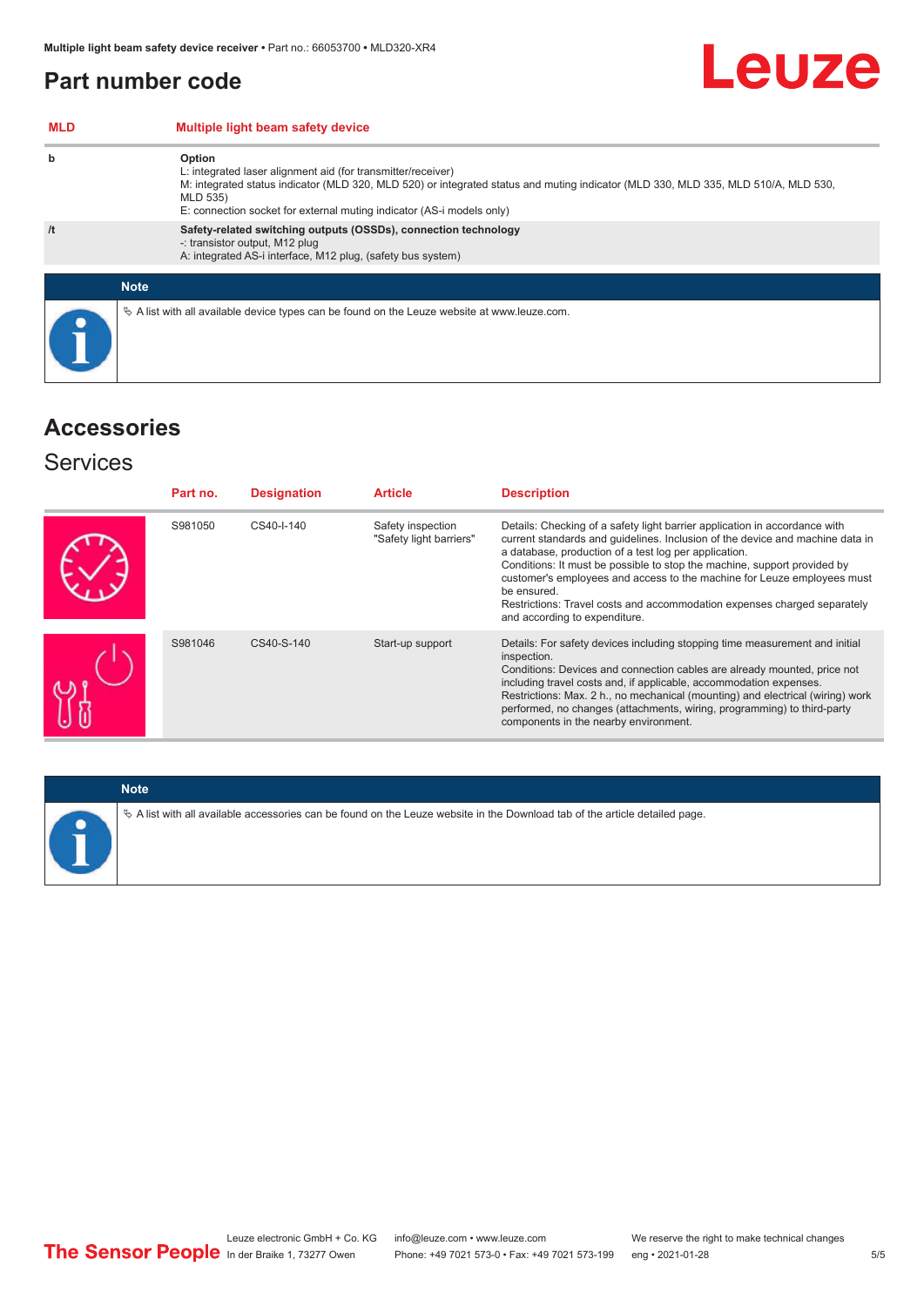# Part number code

| MLD | Multiple light beam safety device |
|---|---|
| b | **Option**<br>L: integrated laser alignment aid (for transmitter/receiver)<br>M: integrated status indicator (MLD 320, MLD 520) or integrated status and muting indicator (MLD 330, MLD 335, MLD 510/A, MLD 530, MLD 535)<br>E: connection socket for external muting indicator (AS-i models only) |
| /t | **Safety-related switching outputs (OSSDs), connection technology**<br>-: transistor output, M12 plug<br>A: integrated AS-i interface, M12 plug, (safety bus system) |

**Note**

↳ A list with all available device types can be found on the Leuze website at www.leuze.com.

# Accessories

## Services

| Part no. | Designation | Article | Description |
|---|---|---|---|
| S981050 | CS40-I-140 | Safety inspection "Safety light barriers" | Details: Checking of a safety light barrier application in accordance with current standards and guidelines. Inclusion of the device and machine data in a database, production of a test log per application.<br>Conditions: It must be possible to stop the machine, support provided by customer's employees and access to the machine for Leuze employees must be ensured.<br>Restrictions: Travel costs and accommodation expenses charged separately and according to expenditure. |
| S981046 | CS40-S-140 | Start-up support | Details: For safety devices including stopping time measurement and initial inspection.<br>Conditions: Devices and connection cables are already mounted, price not including travel costs and, if applicable, accommodation expenses.<br>Restrictions: Max. 2 h., no mechanical (mounting) and electrical (wiring) work performed, no changes (attachments, wiring, programming) to third-party components in the nearby environment. |

**Note**

↳ A list with all available accessories can be found on the Leuze website in the Download tab of the article detailed page.